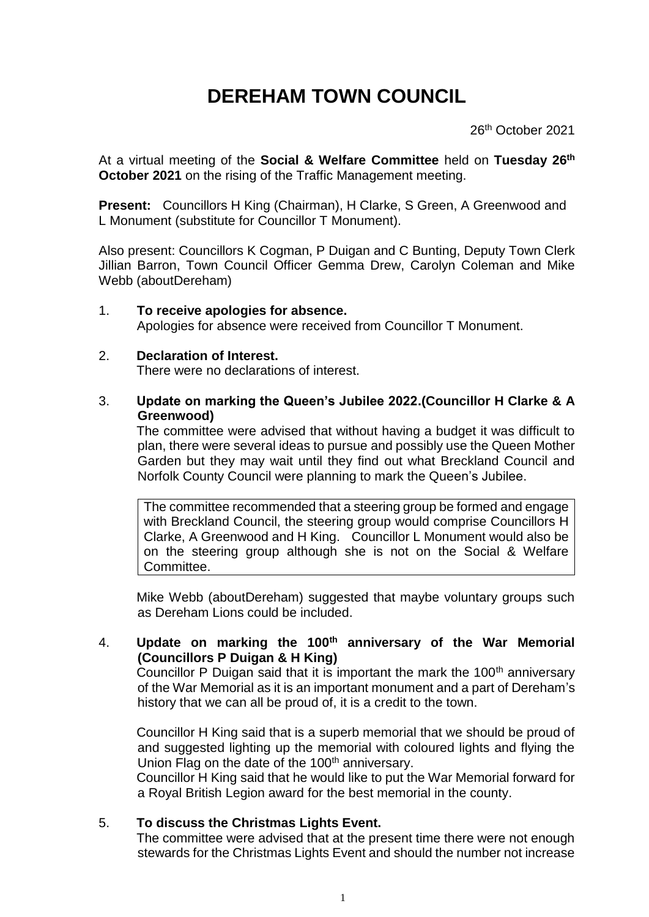# DEREHAM TOWN COUNCIL

26th October 2021

At a virtual meeting of the **Social & Welfare Committee** held on **Tuesday 26th October 2021** on the rising of the Traffic Management meeting.

**Present:** Councillors H King (Chairman), H Clarke, S Green, A Greenwood and L Monument (substitute for Councillor T Monument).

Also present: Councillors K Cogman, P Duigan and C Bunting, Deputy Town Clerk Jillian Barron, Town Council Officer Gemma Drew, Carolyn Coleman and Mike Webb (aboutDereham)

1. **To receive apologies for absence.**
   Apologies for absence were received from Councillor T Monument.

2. **Declaration of Interest.**
   There were no declarations of interest.

3. **Update on marking the Queen's Jubilee 2022.(Councillor H Clarke & A Greenwood)**
   The committee were advised that without having a budget it was difficult to plan, there were several ideas to pursue and possibly use the Queen Mother Garden but they may wait until they find out what Breckland Council and Norfolk County Council were planning to mark the Queen's Jubilee.

   > The committee recommended that a steering group be formed and engage with Breckland Council, the steering group would comprise Councillors H Clarke, A Greenwood and H King. Councillor L Monument would also be on the steering group although she is not on the Social & Welfare Committee.

   Mike Webb (aboutDereham) suggested that maybe voluntary groups such as Dereham Lions could be included.

4. **Update on marking the 100th anniversary of the War Memorial (Councillors P Duigan & H King)**
   Councillor P Duigan said that it is important the mark the 100th anniversary of the War Memorial as it is an important monument and a part of Dereham's history that we can all be proud of, it is a credit to the town.

   Councillor H King said that is a superb memorial that we should be proud of and suggested lighting up the memorial with coloured lights and flying the Union Flag on the date of the 100th anniversary.
   Councillor H King said that he would like to put the War Memorial forward for a Royal British Legion award for the best memorial in the county.

5. **To discuss the Christmas Lights Event.**
   The committee were advised that at the present time there were not enough stewards for the Christmas Lights Event and should the number not increase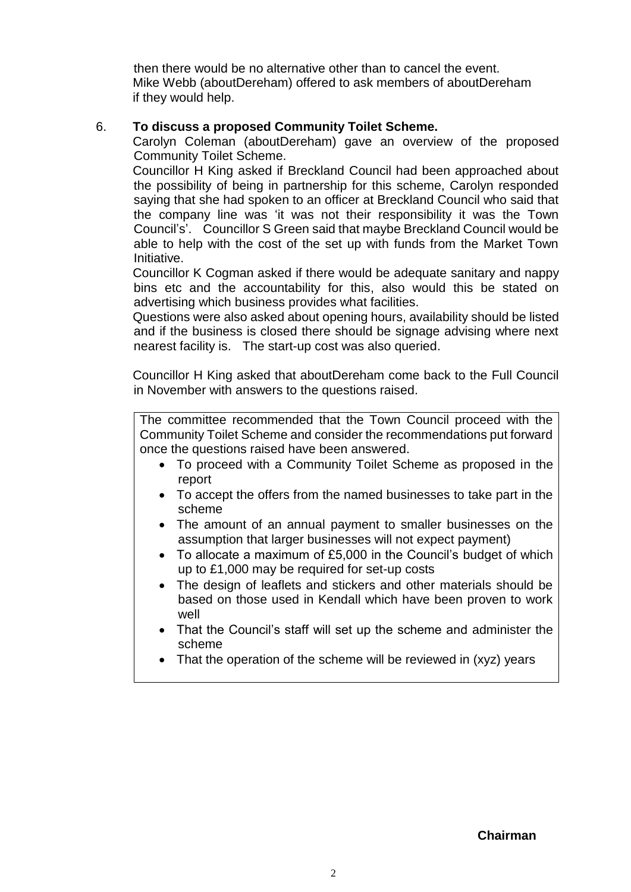then there would be no alternative other than to cancel the event. Mike Webb (aboutDereham) offered to ask members of aboutDereham if they would help.

6. **To discuss a proposed Community Toilet Scheme.**

Carolyn Coleman (aboutDereham) gave an overview of the proposed Community Toilet Scheme.

Councillor H King asked if Breckland Council had been approached about the possibility of being in partnership for this scheme, Carolyn responded saying that she had spoken to an officer at Breckland Council who said that the company line was 'it was not their responsibility it was the Town Council's'. Councillor S Green said that maybe Breckland Council would be able to help with the cost of the set up with funds from the Market Town Initiative.

Councillor K Cogman asked if there would be adequate sanitary and nappy bins etc and the accountability for this, also would this be stated on advertising which business provides what facilities.

Questions were also asked about opening hours, availability should be listed and if the business is closed there should be signage advising where next nearest facility is. The start-up cost was also queried.

Councillor H King asked that aboutDereham come back to the Full Council in November with answers to the questions raised.

The committee recommended that the Town Council proceed with the Community Toilet Scheme and consider the recommendations put forward once the questions raised have been answered.

- To proceed with a Community Toilet Scheme as proposed in the report
- To accept the offers from the named businesses to take part in the scheme
- The amount of an annual payment to smaller businesses on the assumption that larger businesses will not expect payment)
- To allocate a maximum of £5,000 in the Council's budget of which up to £1,000 may be required for set-up costs
- The design of leaflets and stickers and other materials should be based on those used in Kendall which have been proven to work well
- That the Council's staff will set up the scheme and administer the scheme
- That the operation of the scheme will be reviewed in (xyz) years

**Chairman**